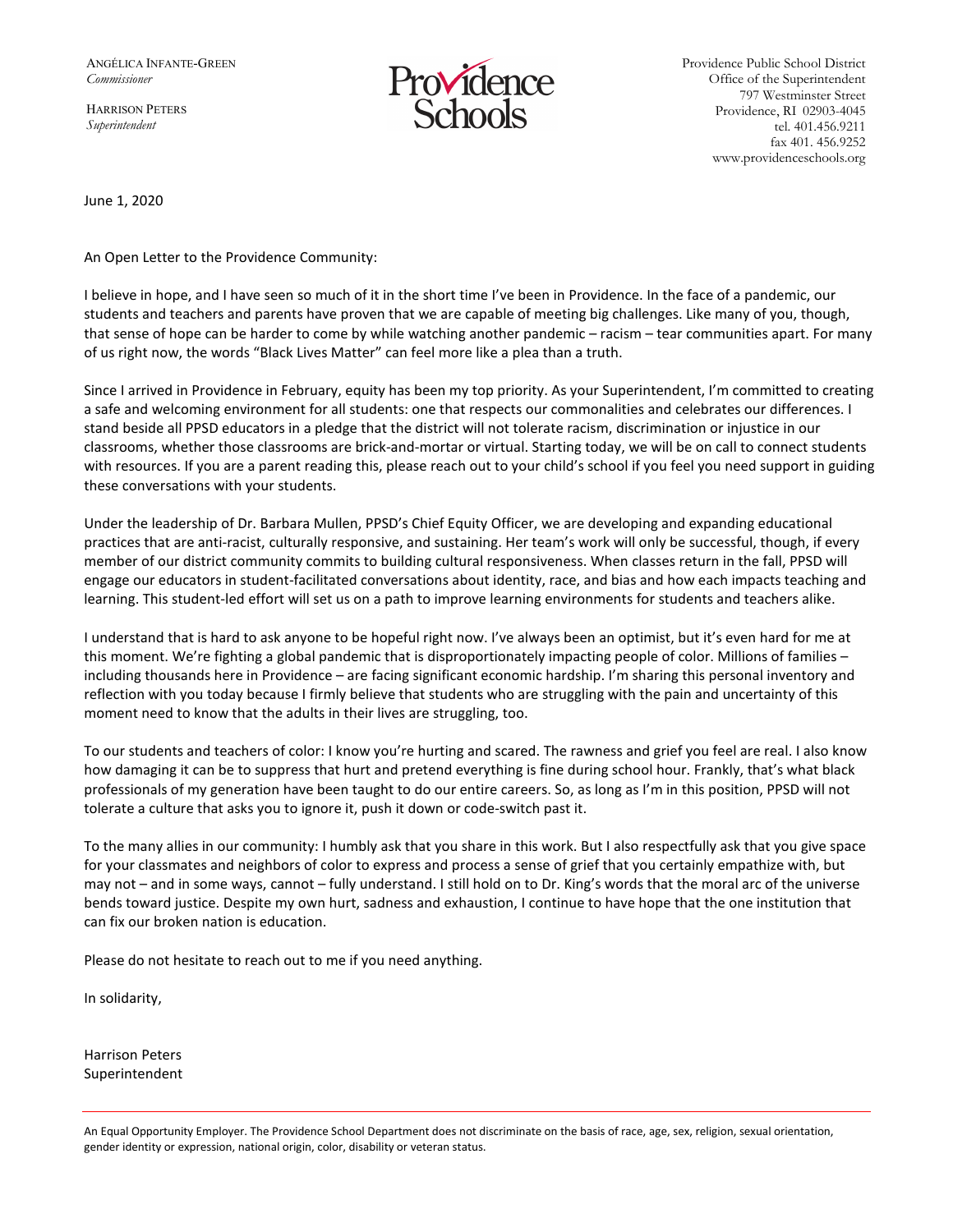ANGÉLICA INFANTE-GREEN
*Commissioner*

HARRISON PETERS
*Superintendent*

Providence Schools

Providence Public School District
Office of the Superintendent
797 Westminster Street
Providence, RI 02903-4045
tel. 401.456.9211
fax 401. 456.9252
www.providenceschools.org

June 1, 2020

An Open Letter to the Providence Community:

I believe in hope, and I have seen so much of it in the short time I've been in Providence. In the face of a pandemic, our students and teachers and parents have proven that we are capable of meeting big challenges. Like many of you, though, that sense of hope can be harder to come by while watching another pandemic – racism – tear communities apart. For many of us right now, the words "Black Lives Matter" can feel more like a plea than a truth.

Since I arrived in Providence in February, equity has been my top priority. As your Superintendent, I'm committed to creating a safe and welcoming environment for all students: one that respects our commonalities and celebrates our differences. I stand beside all PPSD educators in a pledge that the district will not tolerate racism, discrimination or injustice in our classrooms, whether those classrooms are brick-and-mortar or virtual. Starting today, we will be on call to connect students with resources. If you are a parent reading this, please reach out to your child's school if you feel you need support in guiding these conversations with your students.

Under the leadership of Dr. Barbara Mullen, PPSD's Chief Equity Officer, we are developing and expanding educational practices that are anti-racist, culturally responsive, and sustaining. Her team's work will only be successful, though, if every member of our district community commits to building cultural responsiveness. When classes return in the fall, PPSD will engage our educators in student-facilitated conversations about identity, race, and bias and how each impacts teaching and learning. This student-led effort will set us on a path to improve learning environments for students and teachers alike.

I understand that is hard to ask anyone to be hopeful right now. I've always been an optimist, but it's even hard for me at this moment. We're fighting a global pandemic that is disproportionately impacting people of color. Millions of families – including thousands here in Providence – are facing significant economic hardship. I'm sharing this personal inventory and reflection with you today because I firmly believe that students who are struggling with the pain and uncertainty of this moment need to know that the adults in their lives are struggling, too.

To our students and teachers of color: I know you're hurting and scared. The rawness and grief you feel are real. I also know how damaging it can be to suppress that hurt and pretend everything is fine during school hour. Frankly, that's what black professionals of my generation have been taught to do our entire careers. So, as long as I'm in this position, PPSD will not tolerate a culture that asks you to ignore it, push it down or code-switch past it.

To the many allies in our community: I humbly ask that you share in this work. But I also respectfully ask that you give space for your classmates and neighbors of color to express and process a sense of grief that you certainly empathize with, but may not – and in some ways, cannot – fully understand. I still hold on to Dr. King's words that the moral arc of the universe bends toward justice. Despite my own hurt, sadness and exhaustion, I continue to have hope that the one institution that can fix our broken nation is education.

Please do not hesitate to reach out to me if you need anything.

In solidarity,

Harrison Peters
Superintendent

An Equal Opportunity Employer. The Providence School Department does not discriminate on the basis of race, age, sex, religion, sexual orientation, gender identity or expression, national origin, color, disability or veteran status.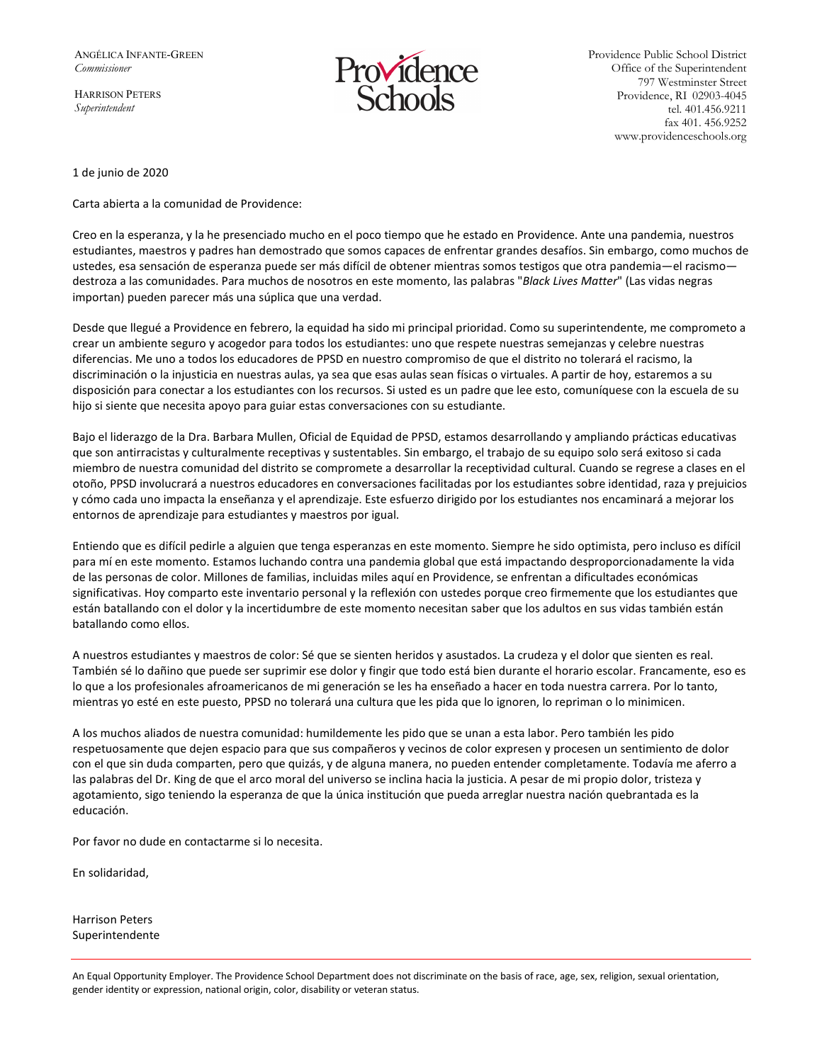ANGÉLICA INFANTE-GREEN
*Commissioner*

HARRISON PETERS
*Superintendent*

Providence Schools

Providence Public School District
Office of the Superintendent
797 Westminster Street
Providence, RI 02903-4045
tel. 401.456.9211
fax 401. 456.9252
www.providenceschools.org

1 de junio de 2020

Carta abierta a la comunidad de Providence:

Creo en la esperanza, y la he presenciado mucho en el poco tiempo que he estado en Providence. Ante una pandemia, nuestros estudiantes, maestros y padres han demostrado que somos capaces de enfrentar grandes desafíos. Sin embargo, como muchos de ustedes, esa sensación de esperanza puede ser más difícil de obtener mientras somos testigos que otra pandemia—el racismo—destroza a las comunidades. Para muchos de nosotros en este momento, las palabras "*Black Lives Matter*" (Las vidas negras importan) pueden parecer más una súplica que una verdad.

Desde que llegué a Providence en febrero, la equidad ha sido mi principal prioridad. Como su superintendente, me comprometo a crear un ambiente seguro y acogedor para todos los estudiantes: uno que respete nuestras semejanzas y celebre nuestras diferencias. Me uno a todos los educadores de PPSD en nuestro compromiso de que el distrito no tolerará el racismo, la discriminación o la injusticia en nuestras aulas, ya sea que esas aulas sean físicas o virtuales. A partir de hoy, estaremos a su disposición para conectar a los estudiantes con los recursos. Si usted es un padre que lee esto, comuníquese con la escuela de su hijo si siente que necesita apoyo para guiar estas conversaciones con su estudiante.

Bajo el liderazgo de la Dra. Barbara Mullen, Oficial de Equidad de PPSD, estamos desarrollando y ampliando prácticas educativas que son antirracistas y culturalmente receptivas y sustentables. Sin embargo, el trabajo de su equipo solo será exitoso si cada miembro de nuestra comunidad del distrito se compromete a desarrollar la receptividad cultural. Cuando se regrese a clases en el otoño, PPSD involucrará a nuestros educadores en conversaciones facilitadas por los estudiantes sobre identidad, raza y prejuicios y cómo cada uno impacta la enseñanza y el aprendizaje. Este esfuerzo dirigido por los estudiantes nos encaminará a mejorar los entornos de aprendizaje para estudiantes y maestros por igual.

Entiendo que es difícil pedirle a alguien que tenga esperanzas en este momento. Siempre he sido optimista, pero incluso es difícil para mí en este momento. Estamos luchando contra una pandemia global que está impactando desproporcionadamente la vida de las personas de color. Millones de familias, incluidas miles aquí en Providence, se enfrentan a dificultades económicas significativas. Hoy comparto este inventario personal y la reflexión con ustedes porque creo firmemente que los estudiantes que están batallando con el dolor y la incertidumbre de este momento necesitan saber que los adultos en sus vidas también están batallando como ellos.

A nuestros estudiantes y maestros de color: Sé que se sienten heridos y asustados. La crudeza y el dolor que sienten es real. También sé lo dañino que puede ser suprimir ese dolor y fingir que todo está bien durante el horario escolar. Francamente, eso es lo que a los profesionales afroamericanos de mi generación se les ha enseñado a hacer en toda nuestra carrera. Por lo tanto, mientras yo esté en este puesto, PPSD no tolerará una cultura que les pida que lo ignoren, lo repriman o lo minimicen.

A los muchos aliados de nuestra comunidad: humildemente les pido que se unan a esta labor. Pero también les pido respetuosamente que dejen espacio para que sus compañeros y vecinos de color expresen y procesen un sentimiento de dolor con el que sin duda comparten, pero que quizás, y de alguna manera, no pueden entender completamente. Todavía me aferro a las palabras del Dr. King de que el arco moral del universo se inclina hacia la justicia. A pesar de mi propio dolor, tristeza y agotamiento, sigo teniendo la esperanza de que la única institución que pueda arreglar nuestra nación quebrantada es la educación.

Por favor no dude en contactarme si lo necesita.

En solidaridad,

Harrison Peters
Superintendente

An Equal Opportunity Employer. The Providence School Department does not discriminate on the basis of race, age, sex, religion, sexual orientation, gender identity or expression, national origin, color, disability or veteran status.